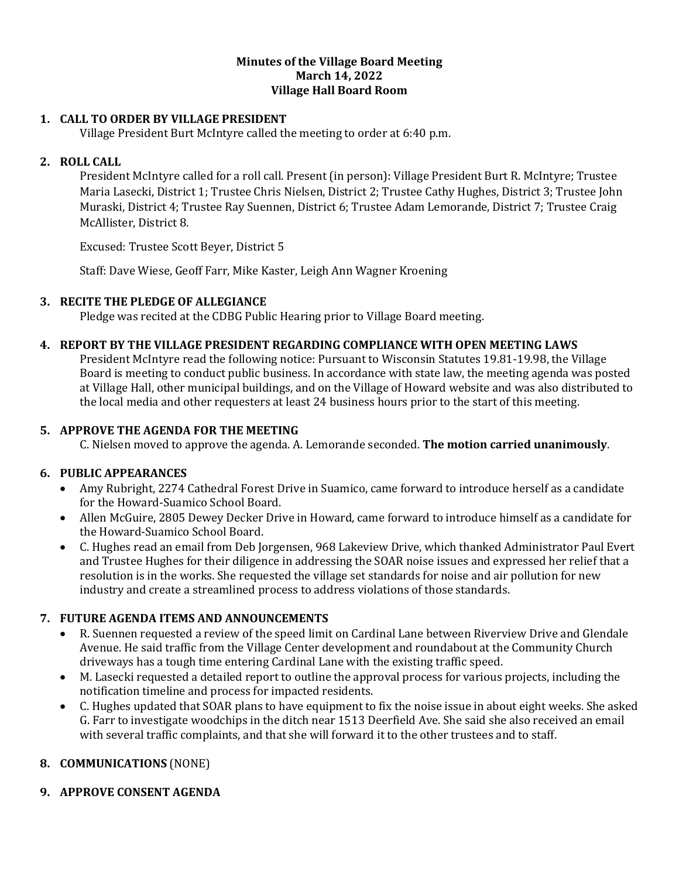# Minutes of the Village Board Meeting
## March 14, 2022
## Village Hall Board Room

### 1. CALL TO ORDER BY VILLAGE PRESIDENT

Village President Burt McIntyre called the meeting to order at 6:40 p.m.

### 2. ROLL CALL

President McIntyre called for a roll call. Present (in person): Village President Burt R. McIntyre; Trustee Maria Lasecki, District 1; Trustee Chris Nielsen, District 2; Trustee Cathy Hughes, District 3; Trustee John Muraski, District 4; Trustee Ray Suennen, District 6; Trustee Adam Lemorande, District 7; Trustee Craig McAllister, District 8.

Excused: Trustee Scott Beyer, District 5

Staff: Dave Wiese, Geoff Farr, Mike Kaster, Leigh Ann Wagner Kroening

### 3. RECITE THE PLEDGE OF ALLEGIANCE

Pledge was recited at the CDBG Public Hearing prior to Village Board meeting.

### 4. REPORT BY THE VILLAGE PRESIDENT REGARDING COMPLIANCE WITH OPEN MEETING LAWS

President McIntyre read the following notice: Pursuant to Wisconsin Statutes 19.81-19.98, the Village Board is meeting to conduct public business. In accordance with state law, the meeting agenda was posted at Village Hall, other municipal buildings, and on the Village of Howard website and was also distributed to the local media and other requesters at least 24 business hours prior to the start of this meeting.

### 5. APPROVE THE AGENDA FOR THE MEETING

C. Nielsen moved to approve the agenda. A. Lemorande seconded. **The motion carried unanimously**.

### 6. PUBLIC APPEARANCES

- Amy Rubright, 2274 Cathedral Forest Drive in Suamico, came forward to introduce herself as a candidate for the Howard-Suamico School Board.
- Allen McGuire, 2805 Dewey Decker Drive in Howard, came forward to introduce himself as a candidate for the Howard-Suamico School Board.
- C. Hughes read an email from Deb Jorgensen, 968 Lakeview Drive, which thanked Administrator Paul Evert and Trustee Hughes for their diligence in addressing the SOAR noise issues and expressed her relief that a resolution is in the works. She requested the village set standards for noise and air pollution for new industry and create a streamlined process to address violations of those standards.

### 7. FUTURE AGENDA ITEMS AND ANNOUNCEMENTS

- R. Suennen requested a review of the speed limit on Cardinal Lane between Riverview Drive and Glendale Avenue. He said traffic from the Village Center development and roundabout at the Community Church driveways has a tough time entering Cardinal Lane with the existing traffic speed.
- M. Lasecki requested a detailed report to outline the approval process for various projects, including the notification timeline and process for impacted residents.
- C. Hughes updated that SOAR plans to have equipment to fix the noise issue in about eight weeks. She asked G. Farr to investigate woodchips in the ditch near 1513 Deerfield Ave. She said she also received an email with several traffic complaints, and that she will forward it to the other trustees and to staff.

### 8. COMMUNICATIONS (NONE)

### 9. APPROVE CONSENT AGENDA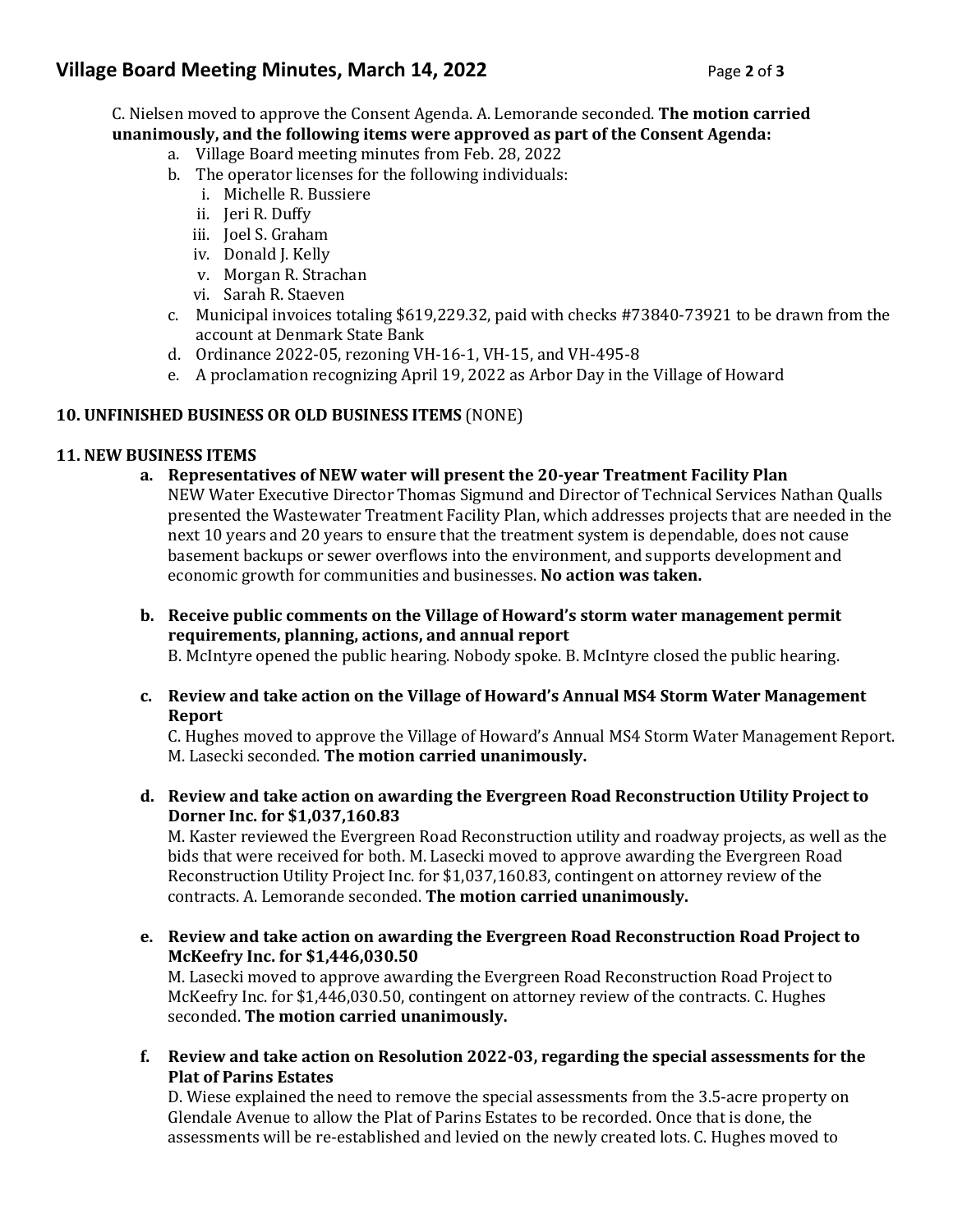C. Nielsen moved to approve the Consent Agenda. A. Lemorande seconded. **The motion carried unanimously, and the following items were approved as part of the Consent Agenda:**

a. Village Board meeting minutes from Feb. 28, 2022
b. The operator licenses for the following individuals:
    i. Michelle R. Bussiere
    ii. Jeri R. Duffy
    iii. Joel S. Graham
    iv. Donald J. Kelly
    v. Morgan R. Strachan
    vi. Sarah R. Staeven
c. Municipal invoices totaling $619,229.32, paid with checks #73840-73921 to be drawn from the account at Denmark State Bank
d. Ordinance 2022-05, rezoning VH-16-1, VH-15, and VH-495-8
e. A proclamation recognizing April 19, 2022 as Arbor Day in the Village of Howard

**10. UNFINISHED BUSINESS OR OLD BUSINESS ITEMS** (NONE)

**11. NEW BUSINESS ITEMS**

**a. Representatives of NEW water will present the 20-year Treatment Facility Plan**
NEW Water Executive Director Thomas Sigmund and Director of Technical Services Nathan Qualls presented the Wastewater Treatment Facility Plan, which addresses projects that are needed in the next 10 years and 20 years to ensure that the treatment system is dependable, does not cause basement backups or sewer overflows into the environment, and supports development and economic growth for communities and businesses. **No action was taken.**

**b. Receive public comments on the Village of Howard's storm water management permit requirements, planning, actions, and annual report**
B. McIntyre opened the public hearing. Nobody spoke. B. McIntyre closed the public hearing.

**c. Review and take action on the Village of Howard's Annual MS4 Storm Water Management Report**
C. Hughes moved to approve the Village of Howard's Annual MS4 Storm Water Management Report. M. Lasecki seconded. **The motion carried unanimously.**

**d. Review and take action on awarding the Evergreen Road Reconstruction Utility Project to Dorner Inc. for $1,037,160.83**
M. Kaster reviewed the Evergreen Road Reconstruction utility and roadway projects, as well as the bids that were received for both. M. Lasecki moved to approve awarding the Evergreen Road Reconstruction Utility Project Inc. for $1,037,160.83, contingent on attorney review of the contracts. A. Lemorande seconded. **The motion carried unanimously.**

**e. Review and take action on awarding the Evergreen Road Reconstruction Road Project to McKeefry Inc. for $1,446,030.50**
M. Lasecki moved to approve awarding the Evergreen Road Reconstruction Road Project to McKeefry Inc. for $1,446,030.50, contingent on attorney review of the contracts. C. Hughes seconded. **The motion carried unanimously.**

**f. Review and take action on Resolution 2022-03, regarding the special assessments for the Plat of Parins Estates**
D. Wiese explained the need to remove the special assessments from the 3.5-acre property on Glendale Avenue to allow the Plat of Parins Estates to be recorded. Once that is done, the assessments will be re-established and levied on the newly created lots. C. Hughes moved to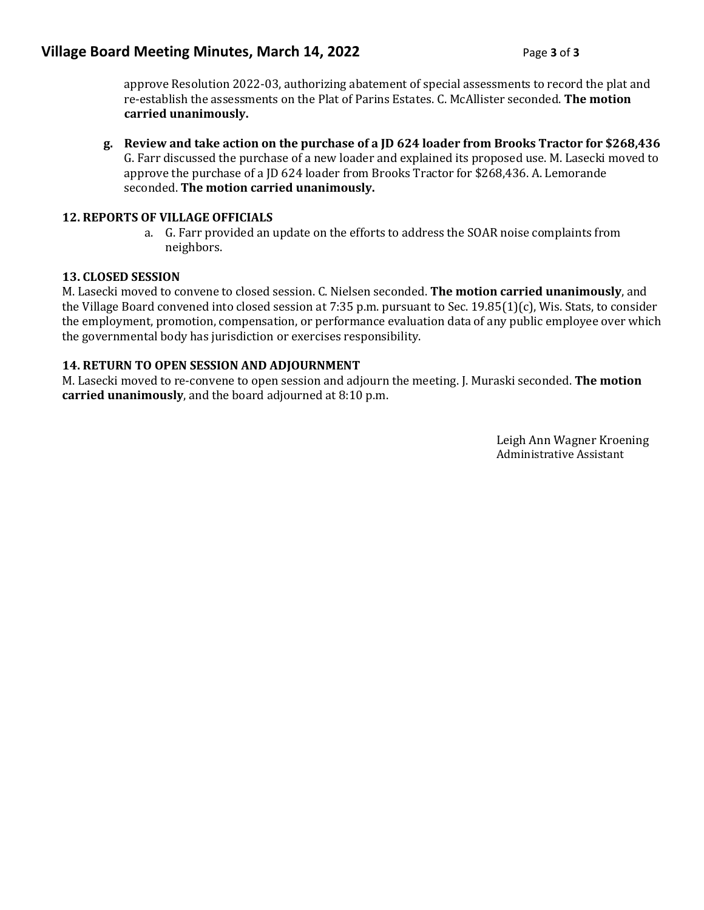approve Resolution 2022-03, authorizing abatement of special assessments to record the plat and re-establish the assessments on the Plat of Parins Estates. C. McAllister seconded. **The motion carried unanimously.**

**g. Review and take action on the purchase of a JD 624 loader from Brooks Tractor for $268,436**
G. Farr discussed the purchase of a new loader and explained its proposed use. M. Lasecki moved to approve the purchase of a JD 624 loader from Brooks Tractor for $268,436. A. Lemorande seconded. **The motion carried unanimously.**

### 12. REPORTS OF VILLAGE OFFICIALS

a. G. Farr provided an update on the efforts to address the SOAR noise complaints from neighbors.

### 13. CLOSED SESSION

M. Lasecki moved to convene to closed session. C. Nielsen seconded. **The motion carried unanimously**, and the Village Board convened into closed session at 7:35 p.m. pursuant to Sec. 19.85(1)(c), Wis. Stats, to consider the employment, promotion, compensation, or performance evaluation data of any public employee over which the governmental body has jurisdiction or exercises responsibility.

### 14. RETURN TO OPEN SESSION AND ADJOURNMENT

M. Lasecki moved to re-convene to open session and adjourn the meeting. J. Muraski seconded. **The motion carried unanimously**, and the board adjourned at 8:10 p.m.

Leigh Ann Wagner Kroening
Administrative Assistant